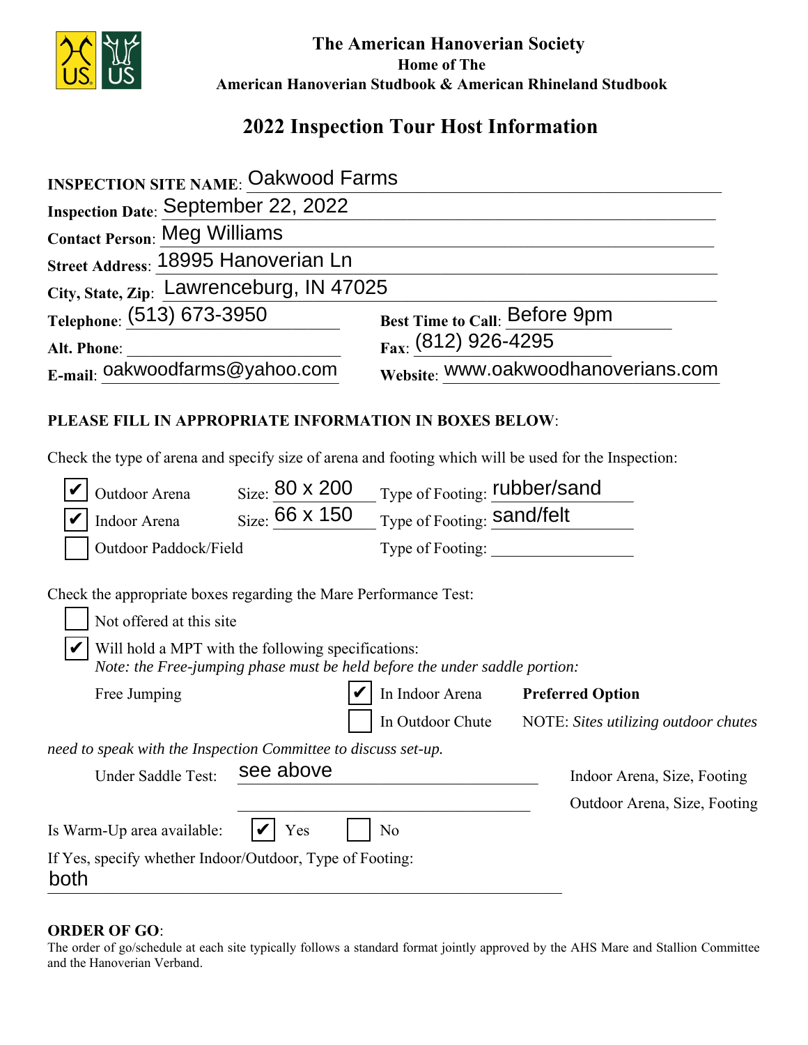# The American Hanoverian Society

**Home of The**

**American Hanoverian Studbook & American Rhineland Studbook**

## 2022 Inspection Tour Host Information

**INSPECTION SITE NAME**: Oakwood Farms

**Inspection Date**: September 22, 2022

**Contact Person**: Meg Williams

**Street Address**: 18995 Hanoverian Ln

**City, State, Zip**: Lawrenceburg, IN 47025

**Telephone**: (513) 673-3950 **Best Time to Call**: Before 9pm

**Alt. Phone**: ____________ **Fax**: (812) 926-4295

**E-mail**: oakwoodfarms@yahoo.com **Website**: www.oakwoodhanoverians.com

**PLEASE FILL IN APPROPRIATE INFORMATION IN BOXES BELOW**:

Check the type of arena and specify size of arena and footing which will be used for the Inspection:

- [x] Outdoor Arena Size: 80 x 200 Type of Footing: rubber/sand
- [x] Indoor Arena Size: 66 x 150 Type of Footing: sand/felt
- [ ] Outdoor Paddock/Field Type of Footing: ____________

Check the appropriate boxes regarding the Mare Performance Test:

- [ ] Not offered at this site
- [x] Will hold a MPT with the following specifications:
  *Note: the Free-jumping phase must be held before the under saddle portion:*

Free Jumping
- [x] In Indoor Arena **Preferred Option**
- [ ] In Outdoor Chute NOTE: *Sites utilizing outdoor chutes need to speak with the Inspection Committee to discuss set-up.*

Under Saddle Test: see above Indoor Arena, Size, Footing

____________ Outdoor Arena, Size, Footing

Is Warm-Up area available: [x] Yes [ ] No

If Yes, specify whether Indoor/Outdoor, Type of Footing:
both

**ORDER OF GO**:
The order of go/schedule at each site typically follows a standard format jointly approved by the AHS Mare and Stallion Committee and the Hanoverian Verband.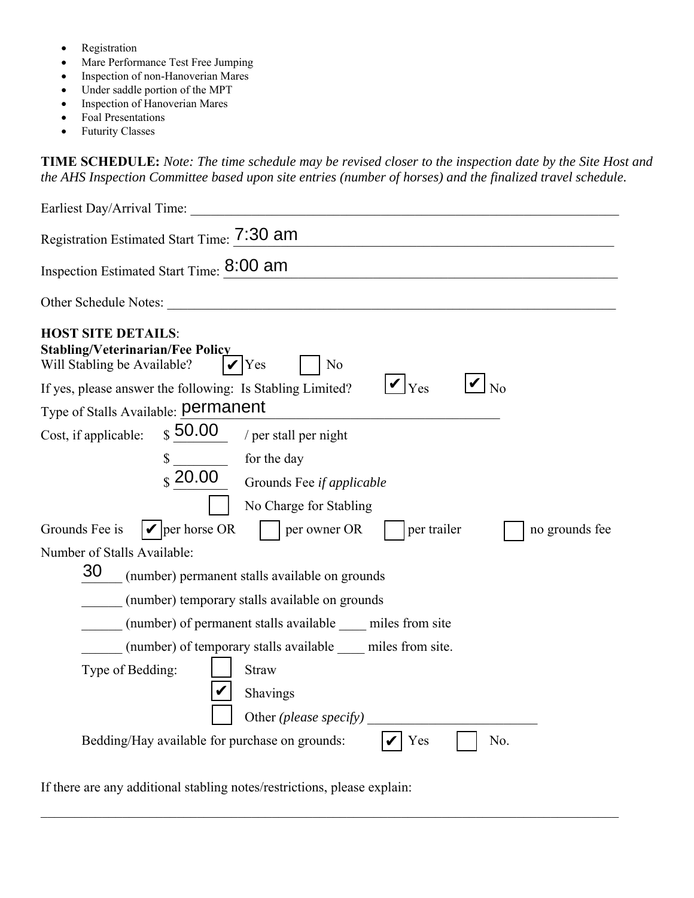- Registration
- Mare Performance Test Free Jumping
- Inspection of non-Hanoverian Mares
- Under saddle portion of the MPT
- Inspection of Hanoverian Mares
- Foal Presentations
- Futurity Classes

**TIME SCHEDULE:** *Note: The time schedule may be revised closer to the inspection date by the Site Host and the AHS Inspection Committee based upon site entries (number of horses) and the finalized travel schedule.*

Earliest Day/Arrival Time: ____________________

Registration Estimated Start Time: 7:30 am

Inspection Estimated Start Time: 8:00 am

Other Schedule Notes: ____________________

**HOST SITE DETAILS**:

**Stabling/Veterinarian/Fee Policy**

Will Stabling be Available? ☑ Yes ☐ No

If yes, please answer the following: Is Stabling Limited? ☑ Yes ☑ No

Type of Stalls Available: permanent

Cost, if applicable: $ 50.00 / per stall per night

$ ________ for the day

$ 20.00 Grounds Fee *if applicable*

☐ No Charge for Stabling

Grounds Fee is ☑ per horse OR ☐ per owner OR ☐ per trailer ☐ no grounds fee

Number of Stalls Available:

30 (number) permanent stalls available on grounds

______ (number) temporary stalls available on grounds

______ (number) of permanent stalls available ____ miles from site

______ (number) of temporary stalls available ____ miles from site.

Type of Bedding:

☐ Straw

☑ Shavings

☐ Other *(please specify)* ____________________

Bedding/Hay available for purchase on grounds: ☑ Yes ☐ No.

If there are any additional stabling notes/restrictions, please explain:

____________________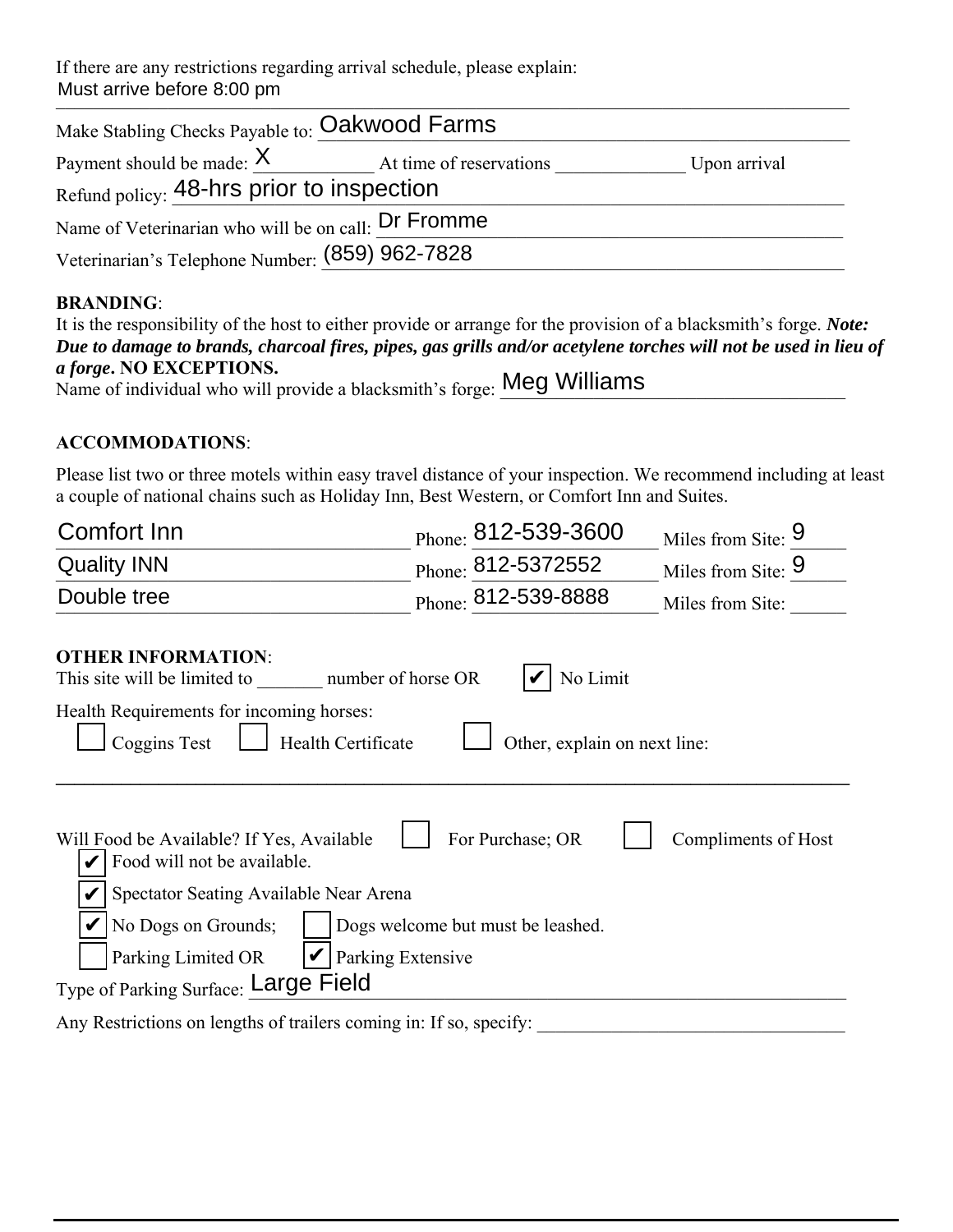If there are any restrictions regarding arrival schedule, please explain:
Must arrive before 8:00 pm

Make Stabling Checks Payable to: Oakwood Farms

Payment should be made: X At time of reservations ______________ Upon arrival

Refund policy: 48-hrs prior to inspection

Name of Veterinarian who will be on call: Dr Fromme

Veterinarian's Telephone Number: (859) 962-7828

**BRANDING**:
It is the responsibility of the host to either provide or arrange for the provision of a blacksmith's forge. ***Note: Due to damage to brands, charcoal fires, pipes, gas grills and/or acetylene torches will not be used in lieu of a forge*. NO EXCEPTIONS.**
Name of individual who will provide a blacksmith's forge: Meg Williams

**ACCOMMODATIONS**:

Please list two or three motels within easy travel distance of your inspection. We recommend including at least a couple of national chains such as Holiday Inn, Best Western, or Comfort Inn and Suites.

| Motel | Phone | Miles from Site |
|---|---|---|
| Comfort Inn | 812-539-3600 | 9 |
| Quality INN | 812-5372552 | 9 |
| Double tree | 812-539-8888 | |

**OTHER INFORMATION**:
This site will be limited to _______ number of horse OR ☑ No Limit

Health Requirements for incoming horses:
☐ Coggins Test ☐ Health Certificate ☐ Other, explain on next line:

______________________________________________________________________

Will Food be Available? If Yes, Available ☐ For Purchase; OR ☐ Compliments of Host
☑ Food will not be available.
☑ Spectator Seating Available Near Arena
☑ No Dogs on Grounds; ☐ Dogs welcome but must be leashed.
☐ Parking Limited OR ☑ Parking Extensive

Type of Parking Surface: Large Field

Any Restrictions on lengths of trailers coming in: If so, specify: ________________________________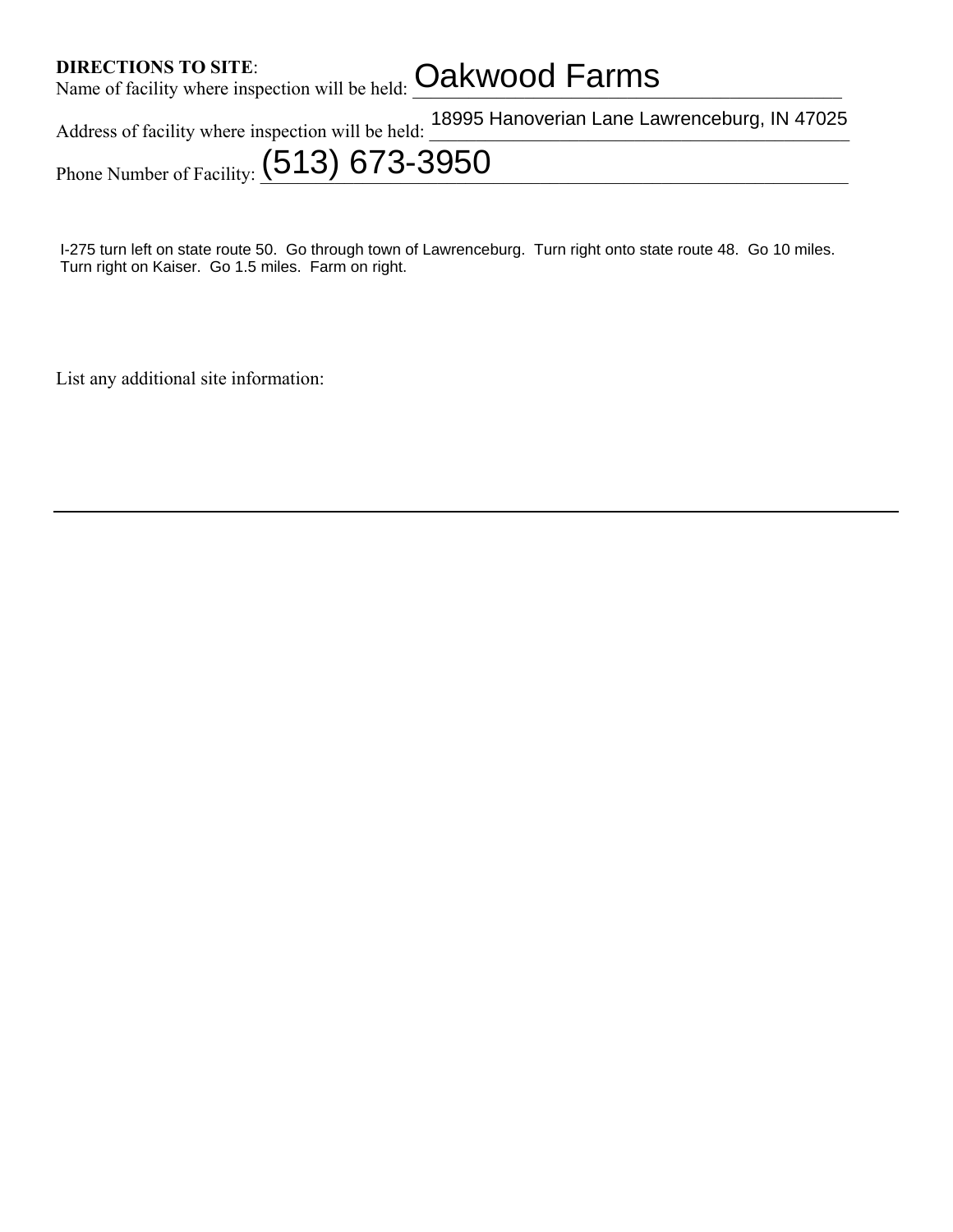**DIRECTIONS TO SITE**:

Name of facility where inspection will be held: Oakwood Farms

Address of facility where inspection will be held: 18995 Hanoverian Lane Lawrenceburg, IN 47025

Phone Number of Facility: (513) 673-3950

I-275 turn left on state route 50. Go through town of Lawrenceburg. Turn right onto state route 48. Go 10 miles. Turn right on Kaiser. Go 1.5 miles. Farm on right.

List any additional site information:

---